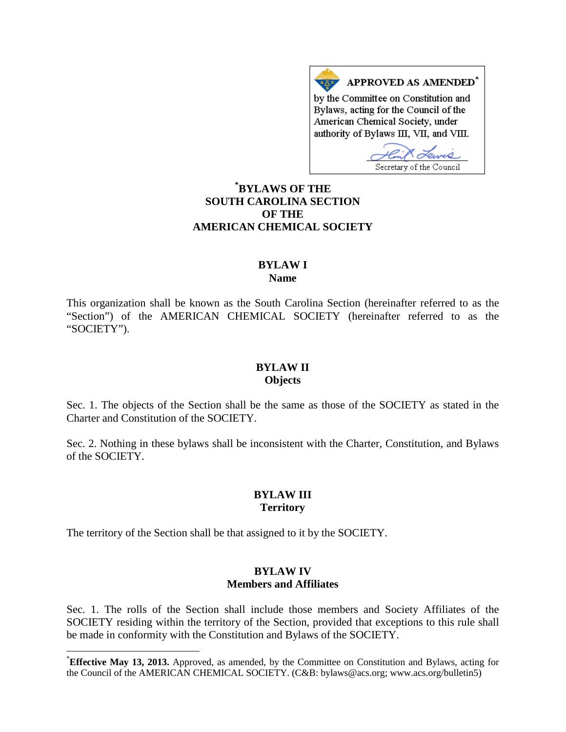**APPROVED AS AMENDED***

by the Committee on Constitution and Bylaws, acting for the Council of the American Chemical Society, under authority of Bylaws III, VII, and VIII.

Secretary of the Council

# *BYLAWS OF THE SOUTH CAROLINA SECTION OF THE AMERICAN CHEMICAL SOCIETY

## BYLAW I
### Name

This organization shall be known as the South Carolina Section (hereinafter referred to as the "Section") of the AMERICAN CHEMICAL SOCIETY (hereinafter referred to as the "SOCIETY").

## BYLAW II
### Objects

Sec. 1. The objects of the Section shall be the same as those of the SOCIETY as stated in the Charter and Constitution of the SOCIETY.

Sec. 2. Nothing in these bylaws shall be inconsistent with the Charter, Constitution, and Bylaws of the SOCIETY.

## BYLAW III
### Territory

The territory of the Section shall be that assigned to it by the SOCIETY.

## BYLAW IV
### Members and Affiliates

Sec. 1. The rolls of the Section shall include those members and Society Affiliates of the SOCIETY residing within the territory of the Section, provided that exceptions to this rule shall be made in conformity with the Constitution and Bylaws of the SOCIETY.

---

***Effective May 13, 2013.** Approved, as amended, by the Committee on Constitution and Bylaws, acting for the Council of the AMERICAN CHEMICAL SOCIETY. (C&B: bylaws@acs.org; www.acs.org/bulletin5)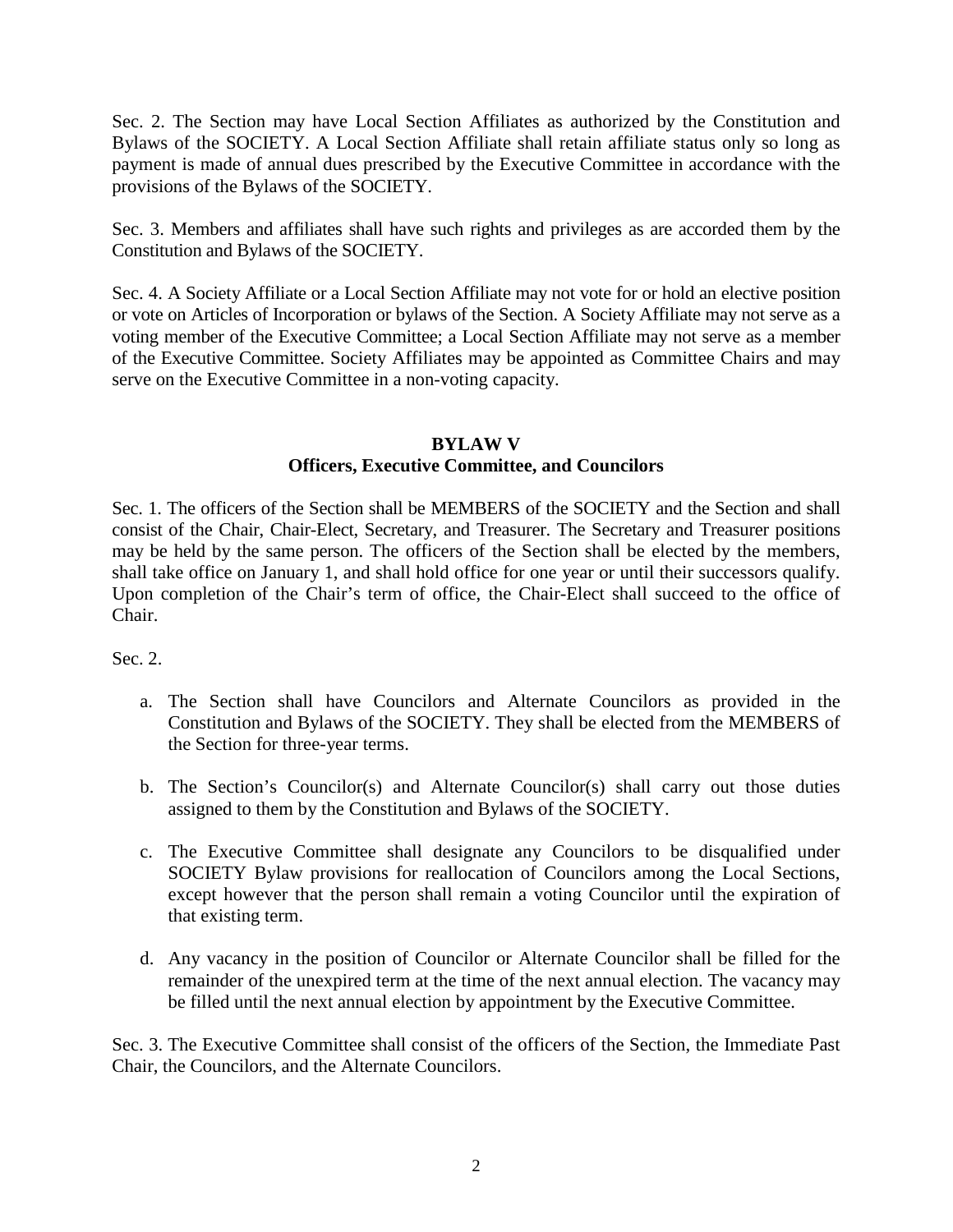Sec. 2. The Section may have Local Section Affiliates as authorized by the Constitution and Bylaws of the SOCIETY. A Local Section Affiliate shall retain affiliate status only so long as payment is made of annual dues prescribed by the Executive Committee in accordance with the provisions of the Bylaws of the SOCIETY.

Sec. 3. Members and affiliates shall have such rights and privileges as are accorded them by the Constitution and Bylaws of the SOCIETY.

Sec. 4. A Society Affiliate or a Local Section Affiliate may not vote for or hold an elective position or vote on Articles of Incorporation or bylaws of the Section. A Society Affiliate may not serve as a voting member of the Executive Committee; a Local Section Affiliate may not serve as a member of the Executive Committee. Society Affiliates may be appointed as Committee Chairs and may serve on the Executive Committee in a non-voting capacity.

## BYLAW V
## Officers, Executive Committee, and Councilors

Sec. 1. The officers of the Section shall be MEMBERS of the SOCIETY and the Section and shall consist of the Chair, Chair-Elect, Secretary, and Treasurer. The Secretary and Treasurer positions may be held by the same person. The officers of the Section shall be elected by the members, shall take office on January 1, and shall hold office for one year or until their successors qualify. Upon completion of the Chair's term of office, the Chair-Elect shall succeed to the office of Chair.

Sec. 2.

a. The Section shall have Councilors and Alternate Councilors as provided in the Constitution and Bylaws of the SOCIETY. They shall be elected from the MEMBERS of the Section for three-year terms.

b. The Section's Councilor(s) and Alternate Councilor(s) shall carry out those duties assigned to them by the Constitution and Bylaws of the SOCIETY.

c. The Executive Committee shall designate any Councilors to be disqualified under SOCIETY Bylaw provisions for reallocation of Councilors among the Local Sections, except however that the person shall remain a voting Councilor until the expiration of that existing term.

d. Any vacancy in the position of Councilor or Alternate Councilor shall be filled for the remainder of the unexpired term at the time of the next annual election. The vacancy may be filled until the next annual election by appointment by the Executive Committee.

Sec. 3. The Executive Committee shall consist of the officers of the Section, the Immediate Past Chair, the Councilors, and the Alternate Councilors.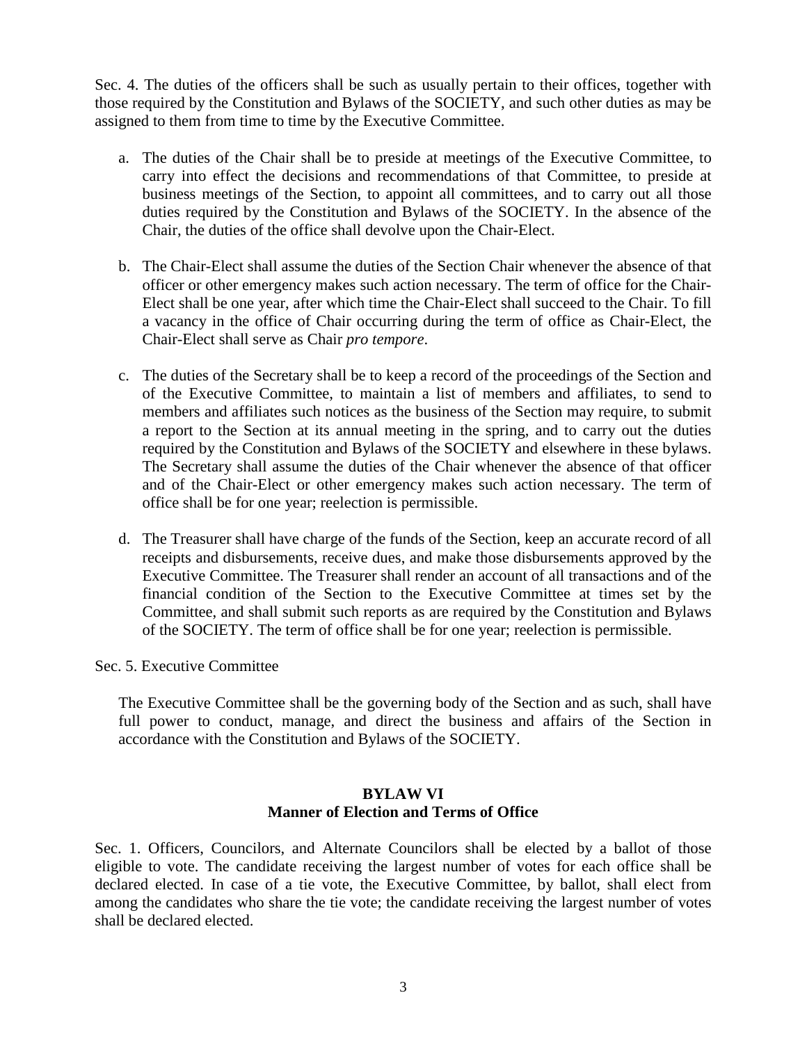Sec. 4. The duties of the officers shall be such as usually pertain to their offices, together with those required by the Constitution and Bylaws of the SOCIETY, and such other duties as may be assigned to them from time to time by the Executive Committee.

a. The duties of the Chair shall be to preside at meetings of the Executive Committee, to carry into effect the decisions and recommendations of that Committee, to preside at business meetings of the Section, to appoint all committees, and to carry out all those duties required by the Constitution and Bylaws of the SOCIETY. In the absence of the Chair, the duties of the office shall devolve upon the Chair-Elect.

b. The Chair-Elect shall assume the duties of the Section Chair whenever the absence of that officer or other emergency makes such action necessary. The term of office for the Chair-Elect shall be one year, after which time the Chair-Elect shall succeed to the Chair. To fill a vacancy in the office of Chair occurring during the term of office as Chair-Elect, the Chair-Elect shall serve as Chair *pro tempore*.

c. The duties of the Secretary shall be to keep a record of the proceedings of the Section and of the Executive Committee, to maintain a list of members and affiliates, to send to members and affiliates such notices as the business of the Section may require, to submit a report to the Section at its annual meeting in the spring, and to carry out the duties required by the Constitution and Bylaws of the SOCIETY and elsewhere in these bylaws. The Secretary shall assume the duties of the Chair whenever the absence of that officer and of the Chair-Elect or other emergency makes such action necessary. The term of office shall be for one year; reelection is permissible.

d. The Treasurer shall have charge of the funds of the Section, keep an accurate record of all receipts and disbursements, receive dues, and make those disbursements approved by the Executive Committee. The Treasurer shall render an account of all transactions and of the financial condition of the Section to the Executive Committee at times set by the Committee, and shall submit such reports as are required by the Constitution and Bylaws of the SOCIETY. The term of office shall be for one year; reelection is permissible.

Sec. 5. Executive Committee

The Executive Committee shall be the governing body of the Section and as such, shall have full power to conduct, manage, and direct the business and affairs of the Section in accordance with the Constitution and Bylaws of the SOCIETY.

## BYLAW VI
## Manner of Election and Terms of Office

Sec. 1. Officers, Councilors, and Alternate Councilors shall be elected by a ballot of those eligible to vote. The candidate receiving the largest number of votes for each office shall be declared elected. In case of a tie vote, the Executive Committee, by ballot, shall elect from among the candidates who share the tie vote; the candidate receiving the largest number of votes shall be declared elected.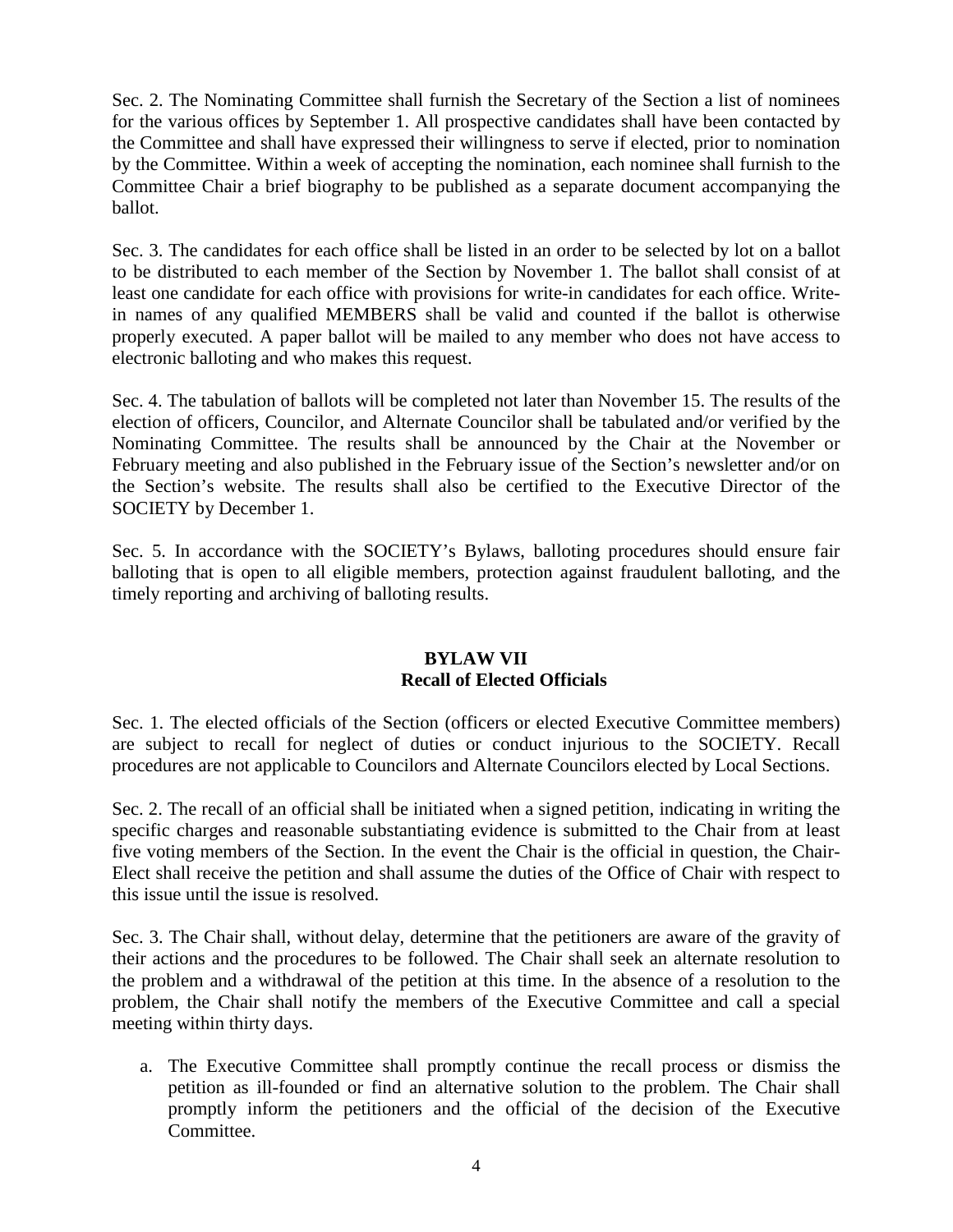Sec. 2. The Nominating Committee shall furnish the Secretary of the Section a list of nominees for the various offices by September 1. All prospective candidates shall have been contacted by the Committee and shall have expressed their willingness to serve if elected, prior to nomination by the Committee. Within a week of accepting the nomination, each nominee shall furnish to the Committee Chair a brief biography to be published as a separate document accompanying the ballot.

Sec. 3. The candidates for each office shall be listed in an order to be selected by lot on a ballot to be distributed to each member of the Section by November 1. The ballot shall consist of at least one candidate for each office with provisions for write-in candidates for each office. Write-in names of any qualified MEMBERS shall be valid and counted if the ballot is otherwise properly executed. A paper ballot will be mailed to any member who does not have access to electronic balloting and who makes this request.

Sec. 4. The tabulation of ballots will be completed not later than November 15. The results of the election of officers, Councilor, and Alternate Councilor shall be tabulated and/or verified by the Nominating Committee. The results shall be announced by the Chair at the November or February meeting and also published in the February issue of the Section's newsletter and/or on the Section's website. The results shall also be certified to the Executive Director of the SOCIETY by December 1.

Sec. 5. In accordance with the SOCIETY's Bylaws, balloting procedures should ensure fair balloting that is open to all eligible members, protection against fraudulent balloting, and the timely reporting and archiving of balloting results.

## BYLAW VII
## Recall of Elected Officials

Sec. 1. The elected officials of the Section (officers or elected Executive Committee members) are subject to recall for neglect of duties or conduct injurious to the SOCIETY. Recall procedures are not applicable to Councilors and Alternate Councilors elected by Local Sections.

Sec. 2. The recall of an official shall be initiated when a signed petition, indicating in writing the specific charges and reasonable substantiating evidence is submitted to the Chair from at least five voting members of the Section. In the event the Chair is the official in question, the Chair-Elect shall receive the petition and shall assume the duties of the Office of Chair with respect to this issue until the issue is resolved.

Sec. 3. The Chair shall, without delay, determine that the petitioners are aware of the gravity of their actions and the procedures to be followed. The Chair shall seek an alternate resolution to the problem and a withdrawal of the petition at this time. In the absence of a resolution to the problem, the Chair shall notify the members of the Executive Committee and call a special meeting within thirty days.

a. The Executive Committee shall promptly continue the recall process or dismiss the petition as ill-founded or find an alternative solution to the problem. The Chair shall promptly inform the petitioners and the official of the decision of the Executive Committee.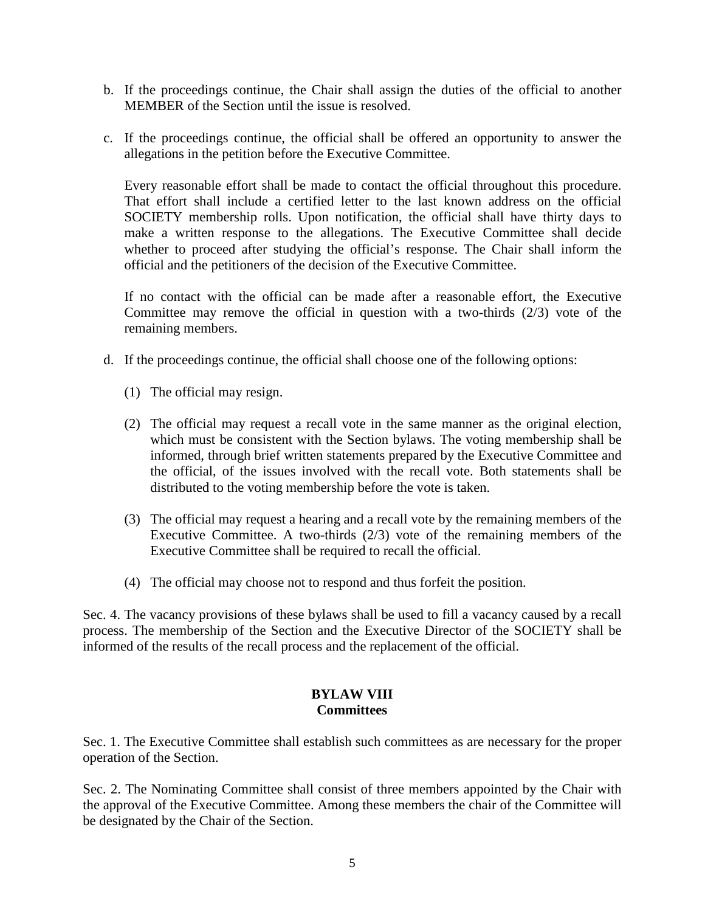b. If the proceedings continue, the Chair shall assign the duties of the official to another MEMBER of the Section until the issue is resolved.

c. If the proceedings continue, the official shall be offered an opportunity to answer the allegations in the petition before the Executive Committee.

   Every reasonable effort shall be made to contact the official throughout this procedure. That effort shall include a certified letter to the last known address on the official SOCIETY membership rolls. Upon notification, the official shall have thirty days to make a written response to the allegations. The Executive Committee shall decide whether to proceed after studying the official's response. The Chair shall inform the official and the petitioners of the decision of the Executive Committee.

   If no contact with the official can be made after a reasonable effort, the Executive Committee may remove the official in question with a two-thirds (2/3) vote of the remaining members.

d. If the proceedings continue, the official shall choose one of the following options:

   (1) The official may resign.

   (2) The official may request a recall vote in the same manner as the original election, which must be consistent with the Section bylaws. The voting membership shall be informed, through brief written statements prepared by the Executive Committee and the official, of the issues involved with the recall vote. Both statements shall be distributed to the voting membership before the vote is taken.

   (3) The official may request a hearing and a recall vote by the remaining members of the Executive Committee. A two-thirds (2/3) vote of the remaining members of the Executive Committee shall be required to recall the official.

   (4) The official may choose not to respond and thus forfeit the position.

Sec. 4. The vacancy provisions of these bylaws shall be used to fill a vacancy caused by a recall process. The membership of the Section and the Executive Director of the SOCIETY shall be informed of the results of the recall process and the replacement of the official.

## BYLAW VIII
## Committees

Sec. 1. The Executive Committee shall establish such committees as are necessary for the proper operation of the Section.

Sec. 2. The Nominating Committee shall consist of three members appointed by the Chair with the approval of the Executive Committee. Among these members the chair of the Committee will be designated by the Chair of the Section.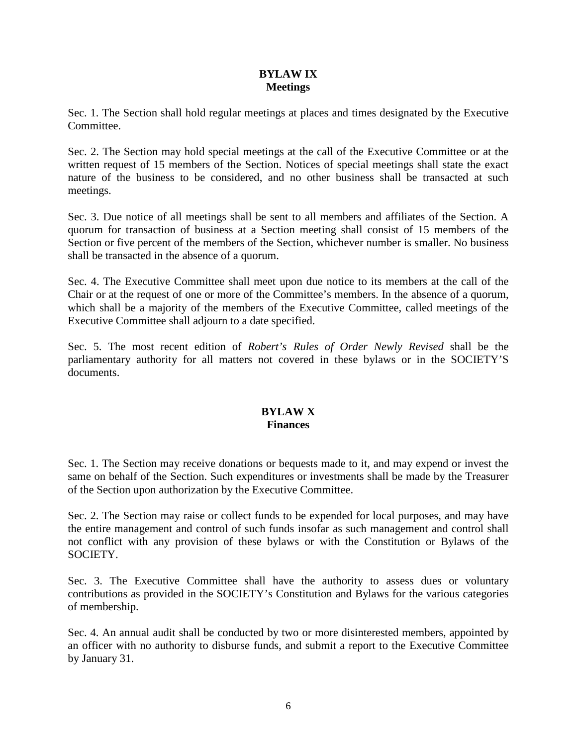## BYLAW IX
## Meetings

Sec. 1. The Section shall hold regular meetings at places and times designated by the Executive Committee.

Sec. 2. The Section may hold special meetings at the call of the Executive Committee or at the written request of 15 members of the Section. Notices of special meetings shall state the exact nature of the business to be considered, and no other business shall be transacted at such meetings.

Sec. 3. Due notice of all meetings shall be sent to all members and affiliates of the Section. A quorum for transaction of business at a Section meeting shall consist of 15 members of the Section or five percent of the members of the Section, whichever number is smaller. No business shall be transacted in the absence of a quorum.

Sec. 4. The Executive Committee shall meet upon due notice to its members at the call of the Chair or at the request of one or more of the Committee's members. In the absence of a quorum, which shall be a majority of the members of the Executive Committee, called meetings of the Executive Committee shall adjourn to a date specified.

Sec. 5. The most recent edition of *Robert's Rules of Order Newly Revised* shall be the parliamentary authority for all matters not covered in these bylaws or in the SOCIETY'S documents.

## BYLAW X
## Finances

Sec. 1. The Section may receive donations or bequests made to it, and may expend or invest the same on behalf of the Section. Such expenditures or investments shall be made by the Treasurer of the Section upon authorization by the Executive Committee.

Sec. 2. The Section may raise or collect funds to be expended for local purposes, and may have the entire management and control of such funds insofar as such management and control shall not conflict with any provision of these bylaws or with the Constitution or Bylaws of the SOCIETY.

Sec. 3. The Executive Committee shall have the authority to assess dues or voluntary contributions as provided in the SOCIETY's Constitution and Bylaws for the various categories of membership.

Sec. 4. An annual audit shall be conducted by two or more disinterested members, appointed by an officer with no authority to disburse funds, and submit a report to the Executive Committee by January 31.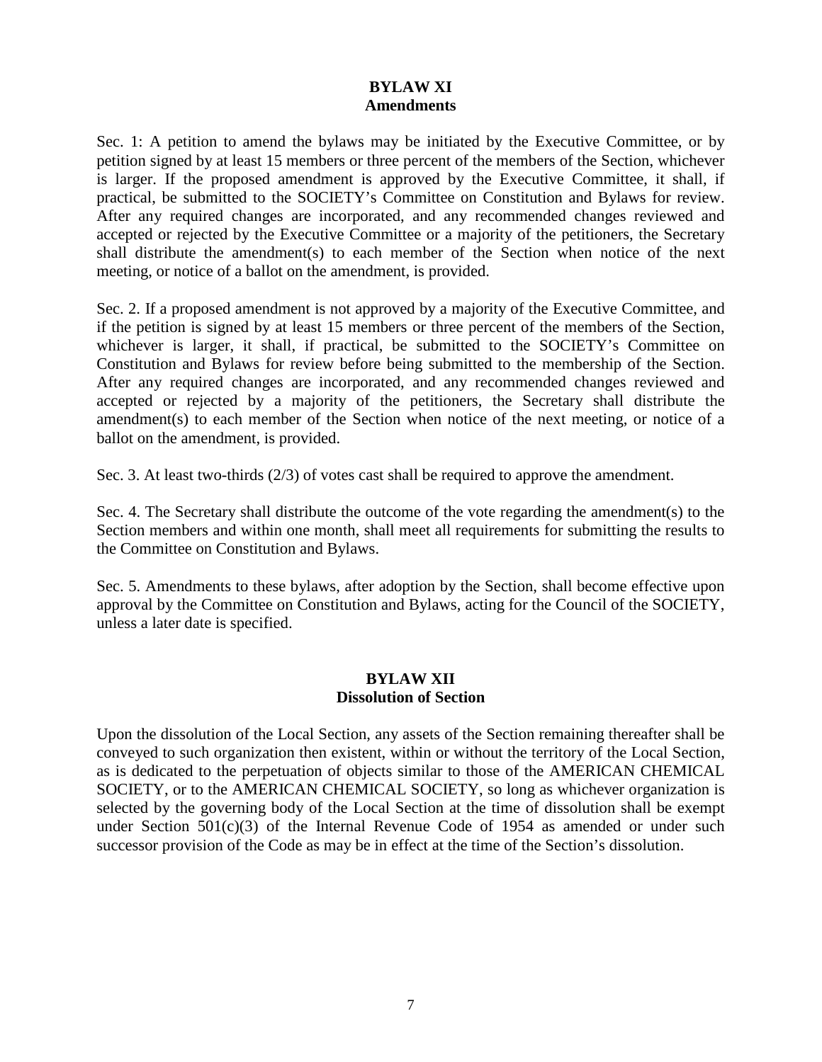## BYLAW XI
## Amendments

Sec. 1: A petition to amend the bylaws may be initiated by the Executive Committee, or by petition signed by at least 15 members or three percent of the members of the Section, whichever is larger. If the proposed amendment is approved by the Executive Committee, it shall, if practical, be submitted to the SOCIETY's Committee on Constitution and Bylaws for review. After any required changes are incorporated, and any recommended changes reviewed and accepted or rejected by the Executive Committee or a majority of the petitioners, the Secretary shall distribute the amendment(s) to each member of the Section when notice of the next meeting, or notice of a ballot on the amendment, is provided.

Sec. 2. If a proposed amendment is not approved by a majority of the Executive Committee, and if the petition is signed by at least 15 members or three percent of the members of the Section, whichever is larger, it shall, if practical, be submitted to the SOCIETY's Committee on Constitution and Bylaws for review before being submitted to the membership of the Section. After any required changes are incorporated, and any recommended changes reviewed and accepted or rejected by a majority of the petitioners, the Secretary shall distribute the amendment(s) to each member of the Section when notice of the next meeting, or notice of a ballot on the amendment, is provided.

Sec. 3. At least two-thirds (2/3) of votes cast shall be required to approve the amendment.

Sec. 4. The Secretary shall distribute the outcome of the vote regarding the amendment(s) to the Section members and within one month, shall meet all requirements for submitting the results to the Committee on Constitution and Bylaws.

Sec. 5. Amendments to these bylaws, after adoption by the Section, shall become effective upon approval by the Committee on Constitution and Bylaws, acting for the Council of the SOCIETY, unless a later date is specified.

## BYLAW XII
## Dissolution of Section

Upon the dissolution of the Local Section, any assets of the Section remaining thereafter shall be conveyed to such organization then existent, within or without the territory of the Local Section, as is dedicated to the perpetuation of objects similar to those of the AMERICAN CHEMICAL SOCIETY, or to the AMERICAN CHEMICAL SOCIETY, so long as whichever organization is selected by the governing body of the Local Section at the time of dissolution shall be exempt under Section 501(c)(3) of the Internal Revenue Code of 1954 as amended or under such successor provision of the Code as may be in effect at the time of the Section's dissolution.